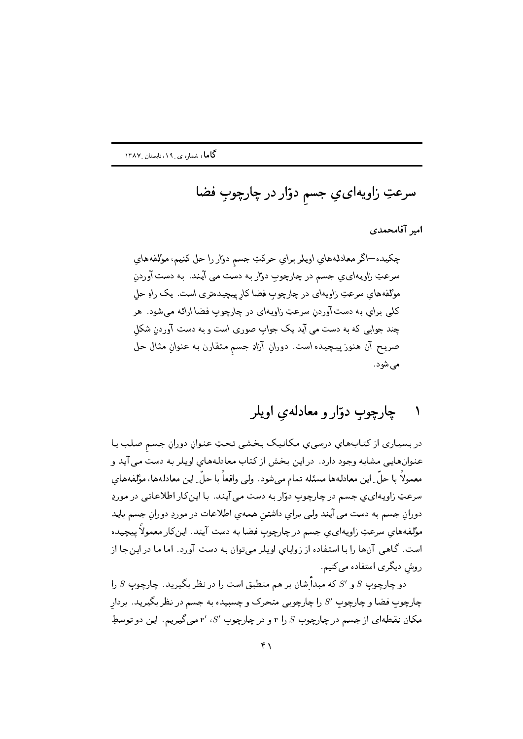# سرعتِ زاویه‌ایِ جسمِ دوّار در چارچوبِ فضا

**امیر آقامحمدی**

چکیده—اگر معادله‌هایِ اویلر برایِ حرکتِ جسمِ دوّار را حل کنیم، مؤلفه‌هایِ سرعتِ زاویه‌ایِ جسم در چارچوبِ دوّار به دست می آیند. به دست آوردنِ مؤلفه‌هایِ سرعتِ زاویه‌ای در چارچوبِ فضا کارِ پیچیده‌تری است. یک راهِ حلِ کلی برایِ به دست آوردنِ سرعتِ زاویه‌ای در چارچوبِ فضا ارائه می‌شود. هر چند جوابی که به دست می آید یک جوابِ صوری است و به دست آوردنِ شکلِ صریح آن هنوز پیچیده است. دورانِ آزادِ جسمِ متقارن به عنوانِ مثال حل می‌شود.

## ۱ چارچوبِ دوّار و معادله‌یِ اویلر

در بسیاری از کتاب‌هایِ درسی‌یِ مکانیک بخشی تحتِ عنوانِ دورانِ جسمِ صلب یا عنوان‌هایی مشابه وجود دارد. در این بخش از کتاب معادله‌هایِ اویلر به دست می آید و معمولاً با حلّ ِ این معادله‌ها مسئله تمام می‌شود. ولی واقعاً با حلّ ِ این معادله‌ها، مؤلفه‌هایِ سرعتِ زاویه‌ای‌یِ جسم در چارچوبِ دوّار به دست می‌آیند. با این‌کار اطلاعاتی در موردِ دورانِ جسم به دست می آیند ولی برایِ داشتنِ همه‌یِ اطلاعات در موردِ دورانِ جسم باید مؤلفه‌هایِ سرعتِ زاویه‌ای‌یِ جسم در چارچوبِ فضا به دست آیند. این‌کار معمولاً پیچیده است. گاهی آن‌ها را با استفاده از زوایایِ اویلر می‌توان به دست آورد. اما ما در این‌جا از روشِ دیگری استفاده می‌کنیم.

دو چارچوبِ $S$ و $S'$ که مبدأ ِشان بر هم منطبق است را در نظر بگیرید. چارچوبِ $S$ را چارچوبِ فضا و چارچوبِ $S'$ را چارچوبی متحرک و چسبیده به جسم در نظر بگیرید. بردارِ مکان نقطه‌ای از جسم در چارچوبِ $S$ را $\mathbf{r}$ و در چارچوبِ $S'$، $\mathbf{r}'$ می‌گیریم. این دو توسطِ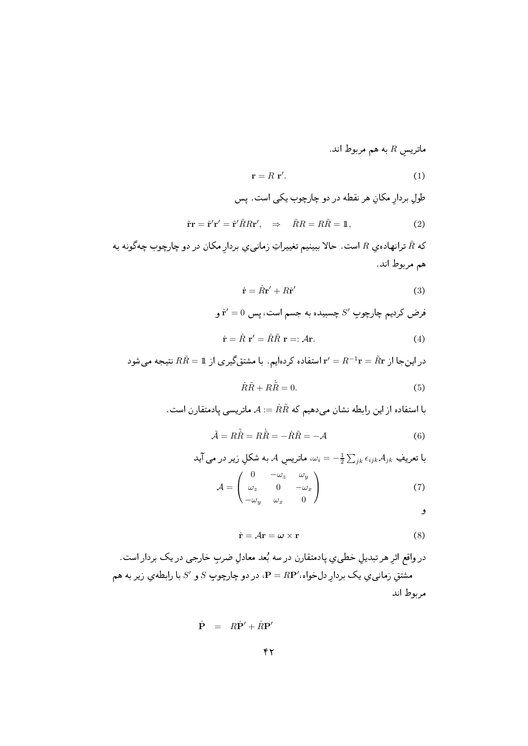ماتریسِ $R$ به هم مربوط اند.

$$\mathbf{r} = R\ \mathbf{r}'. \tag{1}$$

طولِ بردارِ مکانِ هر نقطه در دو چارچوب یکی است. پس

$$\tilde{\mathbf{r}}\mathbf{r} = \tilde{\mathbf{r}}'\mathbf{r}' = \tilde{\mathbf{r}}'\tilde{R}R\mathbf{r}', \quad \Rightarrow \quad \tilde{R}R = R\tilde{R} = \mathbb{1}, \tag{2}$$

که $\tilde{R}$ ترانهاده‌یِ $R$ است. حالا ببینیم تغییراتِ زمانی‌یِ بردارِ مکان در دو چارچوب چه‌گونه به هم مربوط اند.

$$\dot{\mathbf{r}} = \dot{R}\mathbf{r}' + R\dot{\mathbf{r}}' \tag{3}$$

فرض کردیم چارچوبِ $S'$ چسبیده به جسم است، پس $\dot{\mathbf{r}}' = 0$ و

$$\dot{\mathbf{r}} = \dot{R}\ \mathbf{r}' = \dot{R}\tilde{R}\ \mathbf{r} =: \mathcal{A}\mathbf{r}. \tag{4}$$

در این‌جا از $\mathbf{r}' = R^{-1}\mathbf{r} = \tilde{R}\mathbf{r}$ استفاده کرده‌ایم. با مشتق‌گیری از $R\tilde{R} = \mathbb{1}$ نتیجه می‌شود

$$\dot{R}\tilde{R} + R\dot{\tilde{R}} = 0. \tag{5}$$

با استفاده از این رابطه نشان می‌دهیم که $\mathcal{A} := \dot{R}\tilde{R}$ ماتریسی پادمتقارن است.

$$\tilde{\mathcal{A}} = R\tilde{\dot{R}} = R\dot{\tilde{R}} = -\dot{R}\tilde{R} = -\mathcal{A} \tag{6}$$

با تعریفِ $\omega_i = -\frac{1}{2}\sum_{jk}\epsilon_{ijk}\mathcal{A}_{jk}$، ماتریسِ $\mathcal{A}$ به شکلِ زیر در می آید

$$\mathcal{A} = \begin{pmatrix} 0 & -\omega_z & \omega_y \\ \omega_z & 0 & -\omega_x \\ -\omega_y & \omega_x & 0 \end{pmatrix} \tag{7}$$

و

$$\dot{\mathbf{r}} = \mathcal{A}\mathbf{r} = \boldsymbol{\omega} \times \mathbf{r} \tag{8}$$

در واقع اثرِ هر تبدیلِ خطی‌یِ پادمتقارن در سه بُعد معادلِ ضربِ خارجی در یک بردار است.

مشتقِ زمانی‌یِ یک بردارِ دل‌خواه، $\mathbf{P} = R\mathbf{P}'$، در دو چارچوبِ $S$ و $S'$ با رابطه‌یِ زیر به هم مربوط اند

$$\dot{\mathbf{P}} \quad = \quad R\dot{\mathbf{P}}' + \dot{R}\mathbf{P}'$$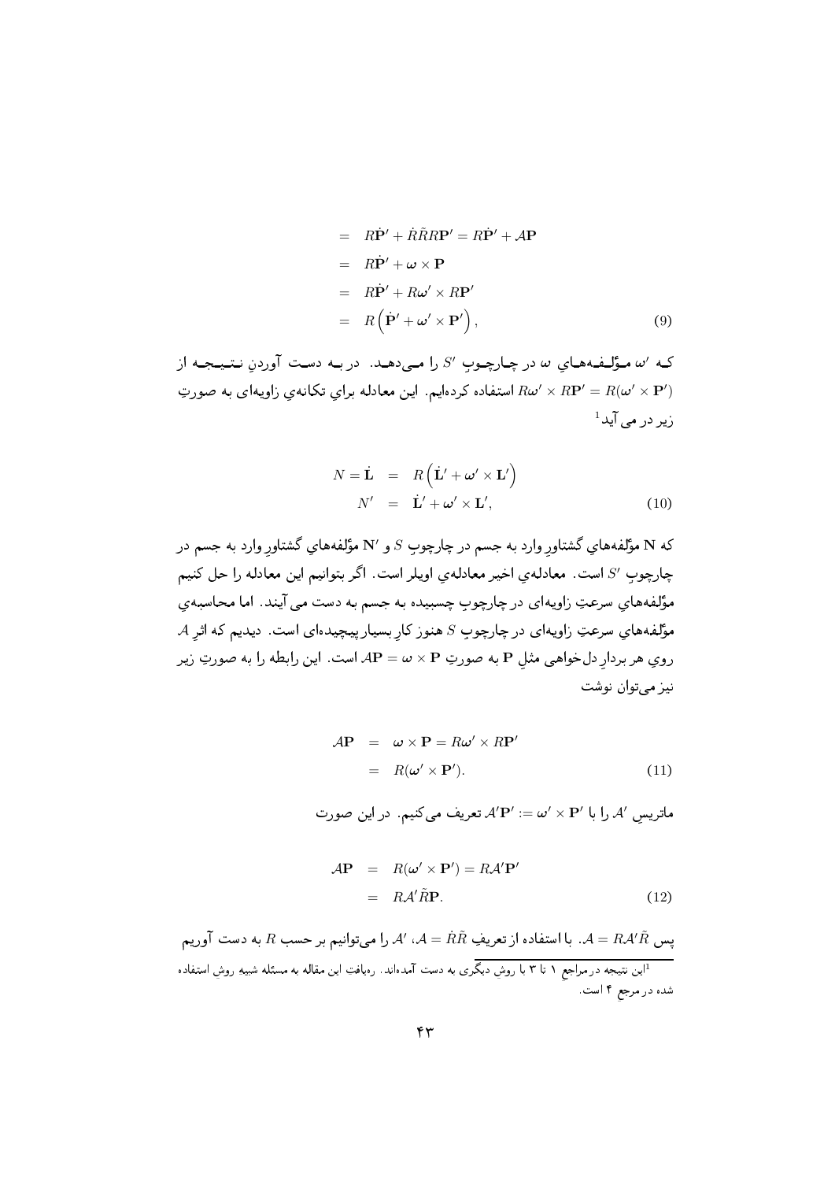$$
\begin{aligned}
&= R\dot{\mathbf{P}}' + \dot{R}\tilde{R}R\mathbf{P}' = R\dot{\mathbf{P}}' + \mathcal{A}\mathbf{P} \\
&= R\dot{\mathbf{P}}' + \boldsymbol{\omega} \times \mathbf{P} \\
&= R\dot{\mathbf{P}}' + R\boldsymbol{\omega}' \times R\mathbf{P}' \\
&= R\left(\dot{\mathbf{P}}' + \boldsymbol{\omega}' \times \mathbf{P}'\right),
\end{aligned} \tag{9}
$$

که $\omega'$ مؤلفه‌هاي $\omega$ در چارچوبِ $S'$ را می‌دهد. در به دست آوردنِ نتیجه از $R\omega' \times R\mathbf{P}' = R(\omega' \times \mathbf{P}')$ استفاده کرده‌ایم. این معادله براي تکانه‌ي زاویه‌ای به صورتِ زیر در می آید[1]

$$
\begin{aligned}
N = \dot{\mathbf{L}} &= R\left(\dot{\mathbf{L}}' + \boldsymbol{\omega}' \times \mathbf{L}'\right) \\
N' &= \dot{\mathbf{L}}' + \boldsymbol{\omega}' \times \mathbf{L}',
\end{aligned} \tag{10}
$$

که $\mathbf{N}$ مؤلفه‌هاي گشتاورِ وارد به جسم در چارچوبِ $S$ و $\mathbf{N}'$ مؤلفه‌هاي گشتاورِ وارد به جسم در چارچوبِ $S'$ است. معادله‌ي اخیر معادله‌ي اویلر است. اگر بتوانیم این معادله را حل کنیم مؤلفه‌هاي سرعتِ زاویه‌ای در چارچوبِ چسبیده به جسم به دست می آیند. اما محاسبه‌ي مؤلفه‌هاي سرعتِ زاویه‌ای در چارچوبِ $S$ هنوز کارِ بسیار پیچیده‌ای است. دیدیم که اثرِ $\mathcal{A}$ روي هر بردارِ دل‌خواهی مثلِ $\mathbf{P}$ به صورتِ $\mathcal{A}\mathbf{P} = \omega \times \mathbf{P}$ است. این رابطه را به صورتِ زیر نیز می‌توان نوشت

$$
\begin{aligned}
\mathcal{A}\mathbf{P} &= \boldsymbol{\omega} \times \mathbf{P} = R\boldsymbol{\omega}' \times R\mathbf{P}' \\
&= R(\boldsymbol{\omega}' \times \mathbf{P}').
\end{aligned} \tag{11}
$$

ماتریسِ $\mathcal{A}'$ را با $\mathcal{A}'\mathbf{P}' := \omega' \times \mathbf{P}'$ تعریف می‌کنیم. در این صورت

$$
\begin{aligned}
\mathcal{A}\mathbf{P} &= R(\boldsymbol{\omega}' \times \mathbf{P}') = R\mathcal{A}'\mathbf{P}' \\
&= R\mathcal{A}'\tilde{R}\mathbf{P}.
\end{aligned} \tag{12}
$$

پس $\mathcal{A} = R\mathcal{A}'\tilde{R}$. با استفاده از تعریفِ $\mathcal{A} = \dot{R}\tilde{R}$، $\mathcal{A}'$ را می‌توانیم بر حسب $R$ به دست آوریم

[1] این نتیجه در مراجع ۱ تا ۳ با روش دیگری به دست آمده‌اند. رهیافت این مقاله به مسئله شبیه روش استفاده شده در مرجع ۴ است.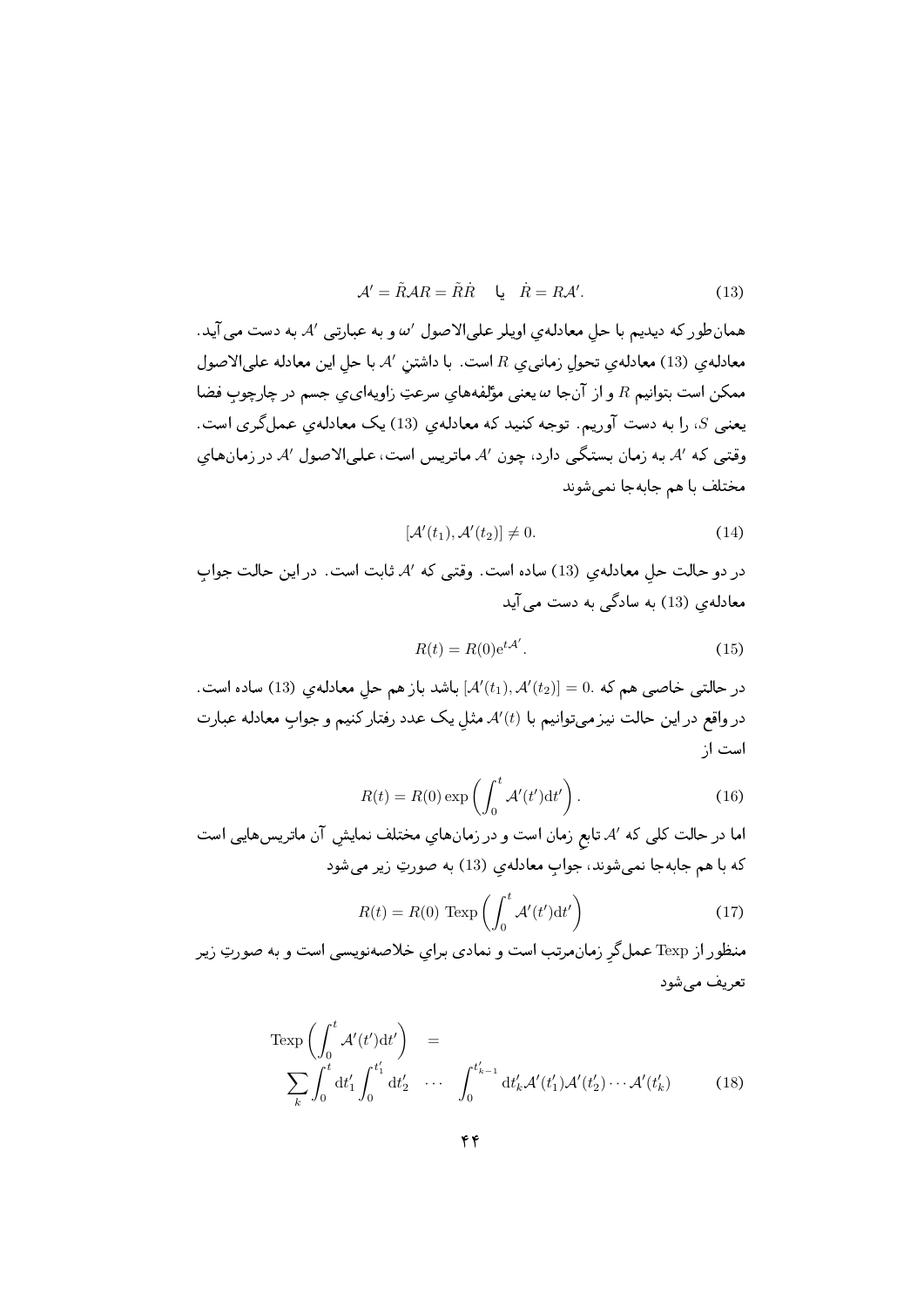$$\mathcal{A}' = \tilde{R}\mathcal{A}R = \tilde{R}\dot{R} \quad \text{یا} \quad \dot{R} = R\mathcal{A}'. \tag{13}$$

همان‌طور که دیدیم با حلِ معادله‌ي اويلر علی‌الاصول $\omega'$ و به عبارتی $\mathcal{A}'$ به دست می‌آيد. معادله‌ي (13) معادله‌ي تحولِ زمانی‌ي $R$ است. با داشتنِ $\mathcal{A}'$ با حلِ اين معادله علی‌الاصول ممکن است بتوانيم $R$ و از آن‌جا $\omega$ يعنی مؤلفه‌هاي سرعتِ زاويه‌ای‌ي جسم در چارچوبِ فضا يعنی $S$، را به دست آوريم. توجه کنيد که معادله‌ي (13) يک معادله‌ي عملگری است. وقتی که $\mathcal{A}'$ به زمان بستگی دارد، چون $\mathcal{A}'$ ماتريس است، علی‌الاصول $\mathcal{A}'$ در زمان‌هاي مختلف با هم جابه‌جا نمی‌شوند

$$[\mathcal{A}'(t_1), \mathcal{A}'(t_2)] \neq 0. \tag{14}$$

در دو حالت حلِ معادله‌ي (13) ساده است. وقتی که $\mathcal{A}'$ ثابت است. در اين حالت جوابِ معادله‌ي (13) به سادگی به دست می‌آيد

$$R(t) = R(0)\mathrm{e}^{t\mathcal{A}'}. \tag{15}$$

در حالتی خاصی هم که $[\mathcal{A}'(t_1), \mathcal{A}'(t_2)] = 0$. باشد باز هم حلِ معادله‌ي (13) ساده است. در واقع در اين حالت نيز می‌توانيم با $\mathcal{A}'(t)$ مثلِ يک عدد رفتار کنيم و جوابِ معادله عبارت است از

$$R(t) = R(0)\exp\left(\int_0^t \mathcal{A}'(t')\mathrm{d}t'\right). \tag{16}$$

اما در حالت کلی که $\mathcal{A}'$ تابعِ زمان است و در زمان‌هاي مختلف نمايشِ آن ماتريس‌هايی است که با هم جابه‌جا نمی‌شوند، جوابِ معادله‌ي (13) به صورتِ زير می‌شود

$$R(t) = R(0)\ \mathrm{Texp}\left(\int_0^t \mathcal{A}'(t')\mathrm{d}t'\right) \tag{17}$$

منظور از Texp عملگرِ زمان‌مرتب است و نمادی براي خلاصه‌نويسی است و به صورتِ زير تعريف می‌شود

$$\mathrm{Texp}\left(\int_0^t \mathcal{A}'(t')\mathrm{d}t'\right) = \sum_k \int_0^t \mathrm{d}t'_1 \int_0^{t'_1} \mathrm{d}t'_2 \quad \cdots \quad \int_0^{t'_{k-1}} \mathrm{d}t'_k \mathcal{A}'(t'_1)\mathcal{A}'(t'_2)\cdots\mathcal{A}'(t'_k) \tag{18}$$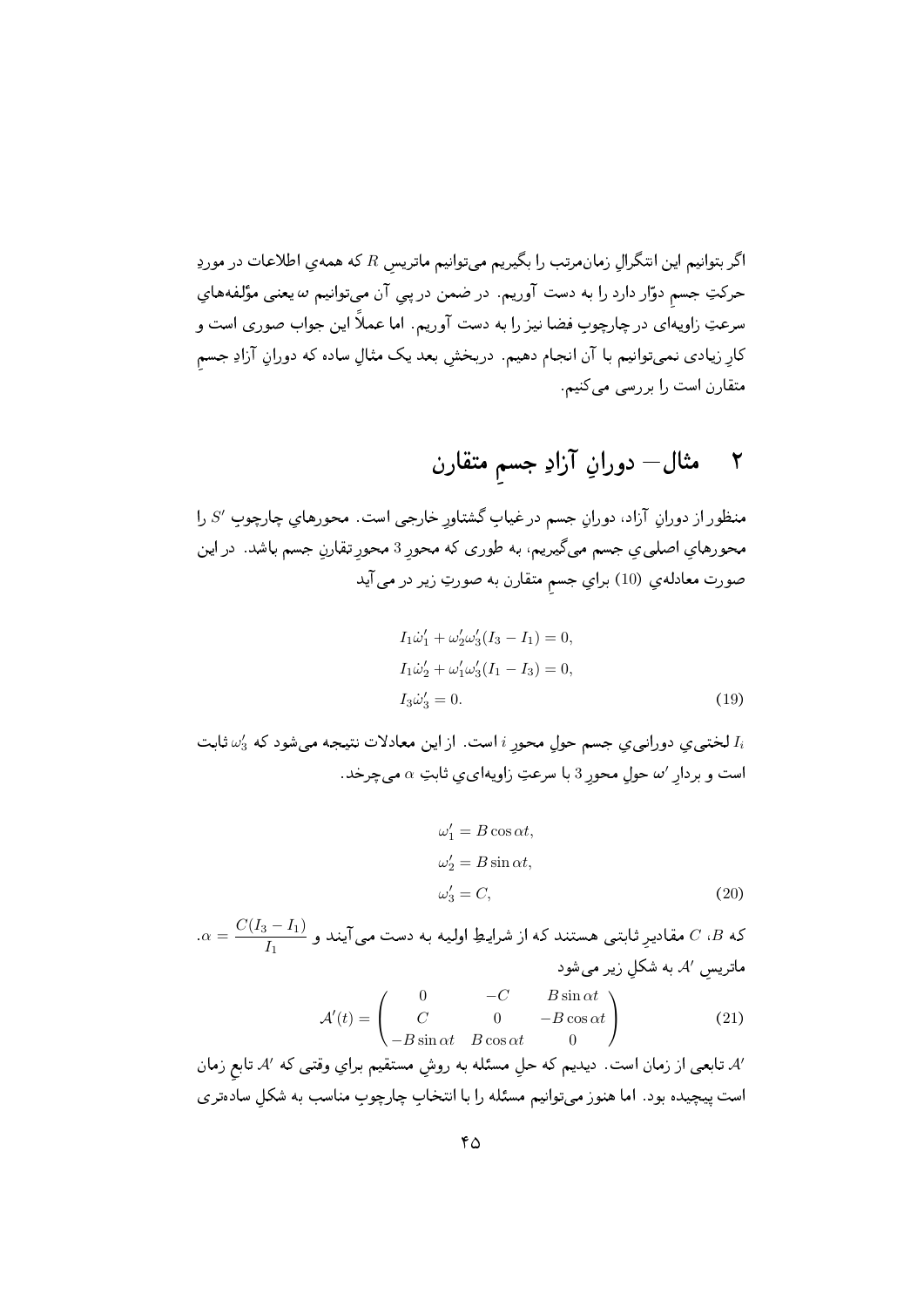اگر بتوانیم این انتگرالِ زمان‌مرتب را بگیریم می‌توانیم ماتریسِ $R$ که همه‌یِ اطلاعات در موردِ حرکتِ جسمِ دوّار دارد را به دست آوریم. در ضمن در پیِ آن می‌توانیم $\omega$ یعنی مؤلفه‌هایِ سرعتِ زاویه‌ای در چارچوبِ فضا نیز را به دست آوریم. اما عملاً این جواب صوری است و کارِ زیادی نمی‌توانیم با آن انجام دهیم. دربخشِ بعد یک مثالِ ساده که دورانِ آزادِ جسمِ متقارن است را بررسی می‌کنیم.

## ۲ مثال— دورانِ آزادِ جسمِ متقارن

منظور از دورانِ آزاد، دورانِ جسم در غیابِ گشتاورِ خارجی است. محورهایِ چارچوبِ $S'$ را محورهایِ اصلی‌یِ جسم می‌گیریم، به طوری که محورِ 3 محورِ تقارنِ جسم باشد. در این صورت معادله‌یِ (10) برایِ جسمِ متقارن به صورتِ زیر در می‌آید

$$
\begin{aligned}
&I_1\dot{\omega}'_1 + \omega'_2\omega'_3(I_3 - I_1) = 0,\\
&I_1\dot{\omega}'_2 + \omega'_1\omega'_3(I_1 - I_3) = 0,\\
&I_3\dot{\omega}'_3 = 0.
\end{aligned}
\tag{19}
$$

$I_i$ لختی‌یِ دورانی‌یِ جسم حولِ محورِ $i$ است. از این معادلات نتیجه می‌شود که $\omega'_3$ ثابت است و بردارِ $\omega'$ حولِ محورِ 3 با سرعتِ زاویه‌ایِ ثابتِ $\alpha$ می‌چرخد.

$$
\begin{aligned}
&\omega'_1 = B\cos\alpha t,\\
&\omega'_2 = B\sin\alpha t,\\
&\omega'_3 = C,
\end{aligned}
\tag{20}
$$

که $B$، $C$ مقادیرِ ثابتی هستند که از شرایطِ اولیه به دست می‌آیند و $\alpha = \dfrac{C(I_3 - I_1)}{I_1}$.
ماتریسِ $\mathcal{A}'$ به شکلِ زیر می‌شود

$$
\mathcal{A}'(t) = \begin{pmatrix} 0 & -C & B\sin\alpha t \\ C & 0 & -B\cos\alpha t \\ -B\sin\alpha t & B\cos\alpha t & 0 \end{pmatrix}
\tag{21}
$$

$\mathcal{A}'$ تابعی از زمان است. دیدیم که حلِ مسئله به روشِ مستقیم برایِ وقتی که $\mathcal{A}'$ تابعِ زمان است پیچیده بود. اما هنوز می‌توانیم مسئله را با انتخابِ چارچوبِ مناسب به شکلِ ساده‌تری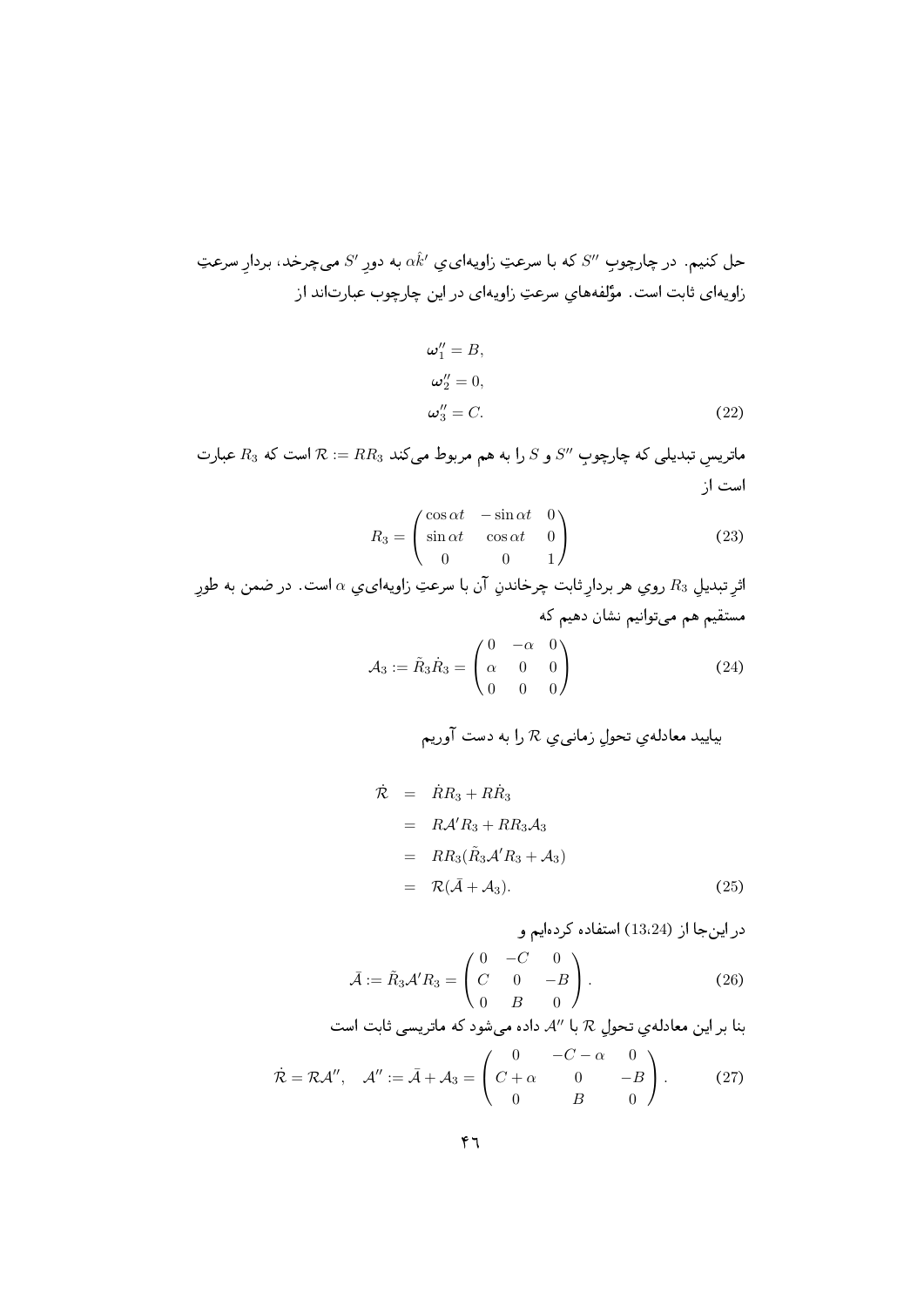حل کنیم. در چارچوبِ $S''$ که با سرعتِ زاویه‌ایِ $\alpha\hat{k}'$ به دورِ $S'$ می‌چرخد، بردارِ سرعتِ زاویه‌ای ثابت است. مؤلفه‌هایِ سرعتِ زاویه‌ای در این چارچوب عبارت‌اند از

$$\begin{aligned}
\boldsymbol{\omega}''_1 &= B,\\
\boldsymbol{\omega}''_2 &= 0,\\
\boldsymbol{\omega}''_3 &= C.
\end{aligned} \tag{22}$$

ماتریسِ تبدیلی که چارچوبِ $S''$ و $S$ را به هم مربوط می‌کند $\mathcal{R} := RR_3$ است که $R_3$ عبارت است از

$$R_3 = \begin{pmatrix} \cos\alpha t & -\sin\alpha t & 0\\ \sin\alpha t & \cos\alpha t & 0\\ 0 & 0 & 1\end{pmatrix} \tag{23}$$

اثرِ تبدیلِ $R_3$ رویِ هر بردارِ ثابت چرخاندنِ آن با سرعتِ زاویه‌ایِ $\alpha$ است. در ضمن به طورِ مستقیم هم می‌توانیم نشان دهیم که

$$\mathcal{A}_3 := \tilde{R}_3\dot{R}_3 = \begin{pmatrix} 0 & -\alpha & 0\\ \alpha & 0 & 0\\ 0 & 0 & 0\end{pmatrix} \tag{24}$$

بیایید معادله‌یِ تحولِ زمانیِ $\mathcal{R}$ را به دست آوریم

$$\begin{aligned}
\dot{\mathcal{R}} &= \dot{R}R_3 + R\dot{R}_3\\
&= R\mathcal{A}'R_3 + RR_3\mathcal{A}_3\\
&= RR_3(\tilde{R}_3\mathcal{A}'R_3 + \mathcal{A}_3)\\
&= \mathcal{R}(\bar{\mathcal{A}} + \mathcal{A}_3).
\end{aligned} \tag{25}$$

در این‌جا از (13،24) استفاده کرده‌ایم و

$$\bar{\mathcal{A}} := \tilde{R}_3\mathcal{A}'R_3 = \begin{pmatrix} 0 & -C & 0\\ C & 0 & -B\\ 0 & B & 0\end{pmatrix}. \tag{26}$$

بنا بر این معادله‌یِ تحولِ $\mathcal{R}$ با $\mathcal{A}''$ داده می‌شود که ماتریسی ثابت است

$$\dot{\mathcal{R}} = \mathcal{R}\mathcal{A}'', \quad \mathcal{A}'' := \bar{\mathcal{A}} + \mathcal{A}_3 = \begin{pmatrix} 0 & -C-\alpha & 0\\ C+\alpha & 0 & -B\\ 0 & B & 0\end{pmatrix}. \tag{27}$$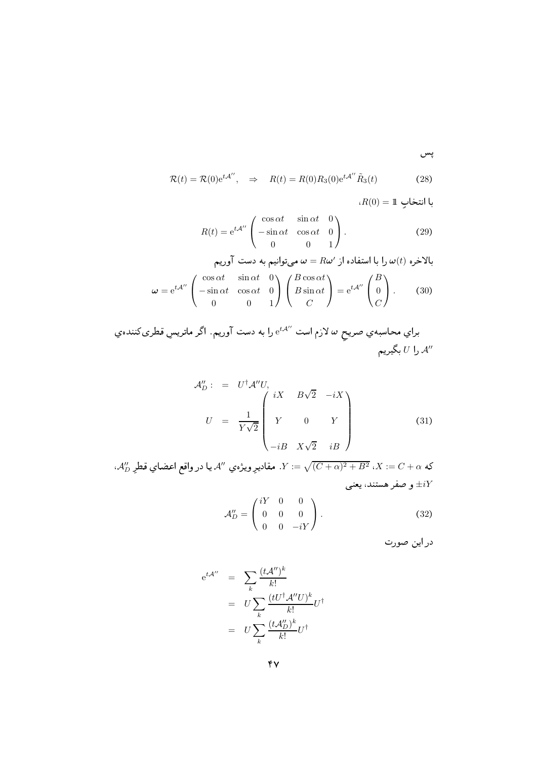پس

$$\mathcal{R}(t) = \mathcal{R}(0)\mathrm{e}^{t\mathcal{A}''}, \quad \Rightarrow \quad R(t) = R(0)R_3(0)\mathrm{e}^{t\mathcal{A}''}\tilde{R}_3(t) \tag{28}$$

با انتخابِ $R(0) = \mathbb{1}$،

$$R(t) = \mathrm{e}^{t\mathcal{A}''}\begin{pmatrix} \cos\alpha t & \sin\alpha t & 0 \\ -\sin\alpha t & \cos\alpha t & 0 \\ 0 & 0 & 1 \end{pmatrix}. \tag{29}$$

بالاخره $\omega(t)$ را با استفاده از $\omega = R\omega'$ می‌توانیم به دست آوریم

$$\boldsymbol{\omega} = \mathrm{e}^{t\mathcal{A}''}\begin{pmatrix} \cos\alpha t & \sin\alpha t & 0 \\ -\sin\alpha t & \cos\alpha t & 0 \\ 0 & 0 & 1 \end{pmatrix}\begin{pmatrix} B\cos\alpha t \\ B\sin\alpha t \\ C \end{pmatrix} = \mathrm{e}^{t\mathcal{A}''}\begin{pmatrix} B \\ 0 \\ C \end{pmatrix}. \tag{30}$$

براي محاسبه‌ي صريحِ $\omega$ لازم است $\mathrm{e}^{t\mathcal{A}''}$ را به دست آوريم. اگر ماتريسِ قطری‌كننده‌يِ $\mathcal{A}''$ را $U$ بگيريم

$$\begin{aligned} \mathcal{A}''_D : &= U^\dagger \mathcal{A}'' U, \\ U &= \frac{1}{Y\sqrt{2}}\begin{pmatrix} iX & B\sqrt{2} & -iX \\ Y & 0 & Y \\ -iB & X\sqrt{2} & iB \end{pmatrix} \end{aligned} \tag{31}$$

كه $X := C + \alpha$، $Y := \sqrt{(C+\alpha)^2 + B^2}$. مقاديرِ ويژه‌يِ $\mathcal{A}''$ يا در واقع اعضايِ قطرِ $\mathcal{A}''_D$، $\pm iY$ و صفر هستند، يعنی

$$\mathcal{A}''_D = \begin{pmatrix} iY & 0 & 0 \\ 0 & 0 & 0 \\ 0 & 0 & -iY \end{pmatrix}. \tag{32}$$

در اين صورت

$$\begin{aligned} \mathrm{e}^{t\mathcal{A}''} &= \sum_k \frac{(t\mathcal{A}'')^k}{k!} \\ &= U\sum_k \frac{(tU^\dagger\mathcal{A}''U)^k}{k!}U^\dagger \\ &= U\sum_k \frac{(t\mathcal{A}''_D)^k}{k!}U^\dagger \end{aligned}$$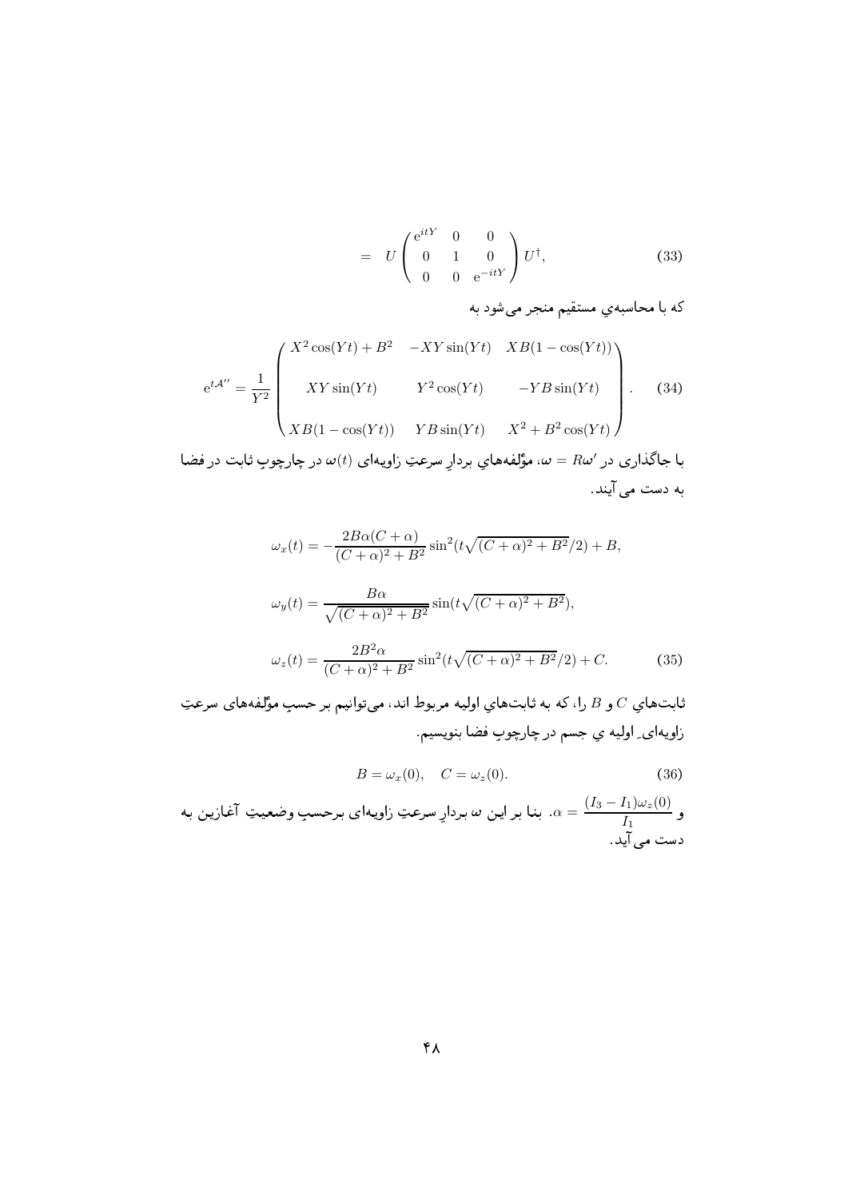$$= \quad U \begin{pmatrix} e^{itY} & 0 & 0 \\ 0 & 1 & 0 \\ 0 & 0 & e^{-itY} \end{pmatrix} U^{\dagger}, \tag{33}$$

که با محاسبه‌ي مستقيم منجر می‌شود به

$$e^{t\mathcal{A}''} = \frac{1}{Y^2} \begin{pmatrix} X^2\cos(Yt) + B^2 & -XY\sin(Yt) & XB(1-\cos(Yt)) \\ \\ XY\sin(Yt) & Y^2\cos(Yt) & -YB\sin(Yt) \\ \\ XB(1-\cos(Yt)) & YB\sin(Yt) & X^2 + B^2\cos(Yt) \end{pmatrix}. \tag{34}$$

با جاگذاری در $\omega = R\omega'$، مؤلفه‌هاي بردارِ سرعتِ زاويه‌ای $\omega(t)$ در چارچوبِ ثابت در فضا به دست می آيند.

$$\omega_x(t) = -\frac{2B\alpha(C+\alpha)}{(C+\alpha)^2+B^2}\sin^2(t\sqrt{(C+\alpha)^2+B^2}/2) + B,$$

$$\omega_y(t) = \frac{B\alpha}{\sqrt{(C+\alpha)^2+B^2}}\sin(t\sqrt{(C+\alpha)^2+B^2}),$$

$$\omega_z(t) = \frac{2B^2\alpha}{(C+\alpha)^2+B^2}\sin^2(t\sqrt{(C+\alpha)^2+B^2}/2) + C. \tag{35}$$

ثابت‌هاي $C$ و $B$ را، كه به ثابت‌هاي اوليه مربوط اند، می‌توانيم بر حسبِ مؤلفه‌های سرعتِ زاويه‌ایِ اوليه يِ جسم در چارچوبِ فضا بنويسيم.

$$B = \omega_x(0), \quad C = \omega_z(0). \tag{36}$$

و $\alpha = \frac{(I_3 - I_1)\omega_z(0)}{I_1}$. بنا بر اين $\omega$ بردارِ سرعتِ زاويه‌ای برحسبِ وضعيتِ آغازين به دست می آيد.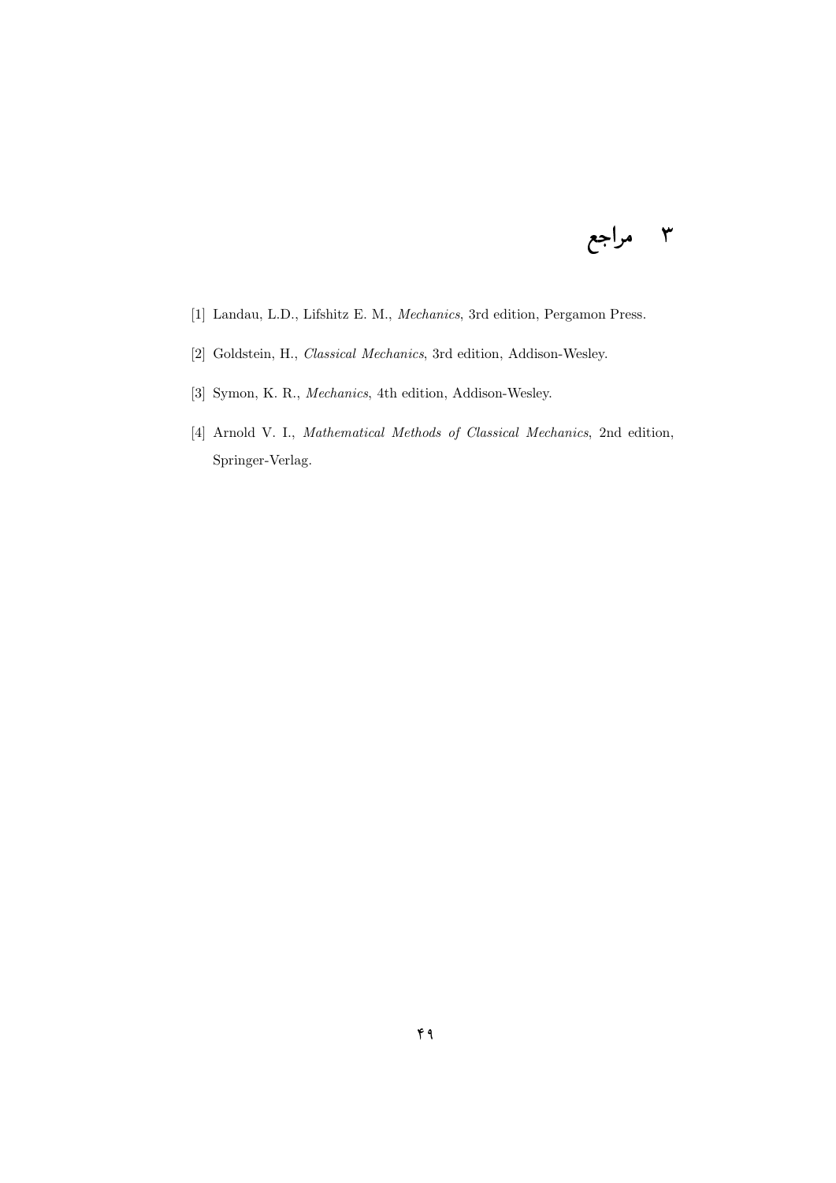# ۳ مراجع

[1] Landau, L.D., Lifshitz E. M., *Mechanics*, 3rd edition, Pergamon Press.

[2] Goldstein, H., *Classical Mechanics*, 3rd edition, Addison-Wesley.

[3] Symon, K. R., *Mechanics*, 4th edition, Addison-Wesley.

[4] Arnold V. I., *Mathematical Methods of Classical Mechanics*, 2nd edition, Springer-Verlag.